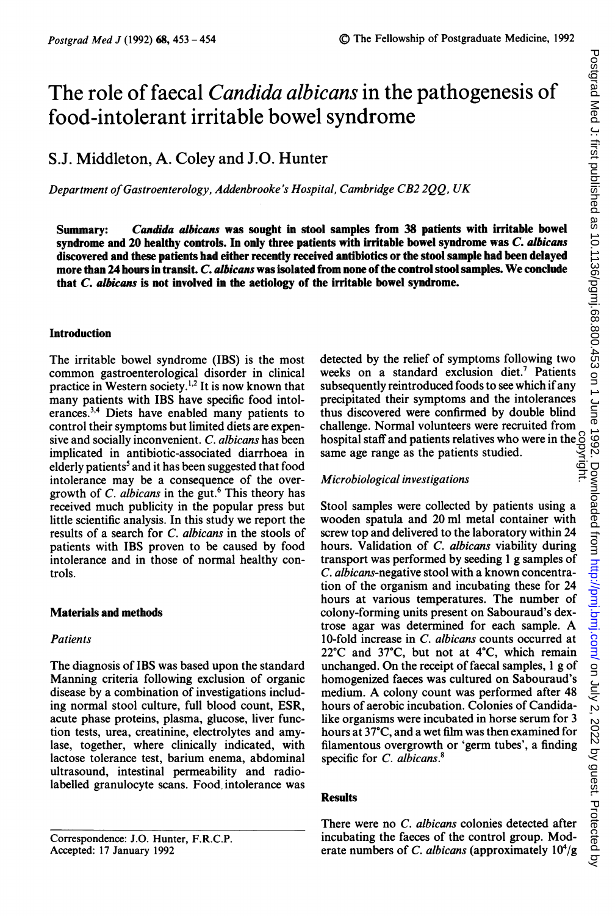# The role of faecal *Candida albicans* in the pathogenesis of food-intolerant irritable bowel syndrome

S.J. Middleton, A. Coley and J.O. Hunter

*Department of Gastroenterology, Addenbrooke's Hospital, Cambridge CB2 2QQ, UK*

**Summary: *Candida albicans* was sought in stool samples from 38 patients with irritable bowel syndrome and 20 healthy controls. In only three patients with irritable bowel syndrome was *C. albicans* discovered and these patients had either recently received antibiotics or the stool sample had been delayed more than 24 hours in transit. *C. albicans* was isolated from none of the control stool samples. We conclude that *C. albicans* is not involved in the aetiology of the irritable bowel syndrome.**

## Introduction

The irritable bowel syndrome (IBS) is the most common gastroenterological disorder in clinical practice in Western society.[1,2] It is now known that many patients with IBS have specific food intolerances.[3,4] Diets have enabled many patients to control their symptoms but limited diets are expensive and socially inconvenient. *C. albicans* has been implicated in antibiotic-associated diarrhoea in elderly patients[5] and it has been suggested that food intolerance may be a consequence of the overgrowth of *C. albicans* in the gut.[6] This theory has received much publicity in the popular press but little scientific analysis. In this study we report the results of a search for *C. albicans* in the stools of patients with IBS proven to be caused by food intolerance and in those of normal healthy controls.

## Materials and methods

### *Patients*

The diagnosis of IBS was based upon the standard Manning criteria following exclusion of organic disease by a combination of investigations including normal stool culture, full blood count, ESR, acute phase proteins, plasma, glucose, liver function tests, urea, creatinine, electrolytes and amylase, together, where clinically indicated, with lactose tolerance test, barium enema, abdominal ultrasound, intestinal permeability and radio-labelled granulocyte scans. Food intolerance was detected by the relief of symptoms following two weeks on a standard exclusion diet.[7] Patients subsequently reintroduced foods to see which if any precipitated their symptoms and the intolerances thus discovered were confirmed by double blind challenge. Normal volunteers were recruited from hospital staff and patients relatives who were in the same age range as the patients studied.

### *Microbiological investigations*

Stool samples were collected by patients using a wooden spatula and 20 ml metal container with screw top and delivered to the laboratory within 24 hours. Validation of *C. albicans* viability during transport was performed by seeding 1 g samples of *C. albicans*-negative stool with a known concentration of the organism and incubating these for 24 hours at various temperatures. The number of colony-forming units present on Sabouraud's dextrose agar was determined for each sample. A 10-fold increase in *C. albicans* counts occurred at 22°C and 37°C, but not at 4°C, which remain unchanged. On the receipt of faecal samples, 1 g of homogenized faeces was cultured on Sabouraud's medium. A colony count was performed after 48 hours of aerobic incubation. Colonies of Candida-like organisms were incubated in horse serum for 3 hours at 37°C, and a wet film was then examined for filamentous overgrowth or 'germ tubes', a finding specific for *C. albicans*.[8]

## Results

There were no *C. albicans* colonies detected after incubating the faeces of the control group. Moderate numbers of *C. albicans* (approximately $10^4$/g

Correspondence: J.O. Hunter, F.R.C.P.
Accepted: 17 January 1992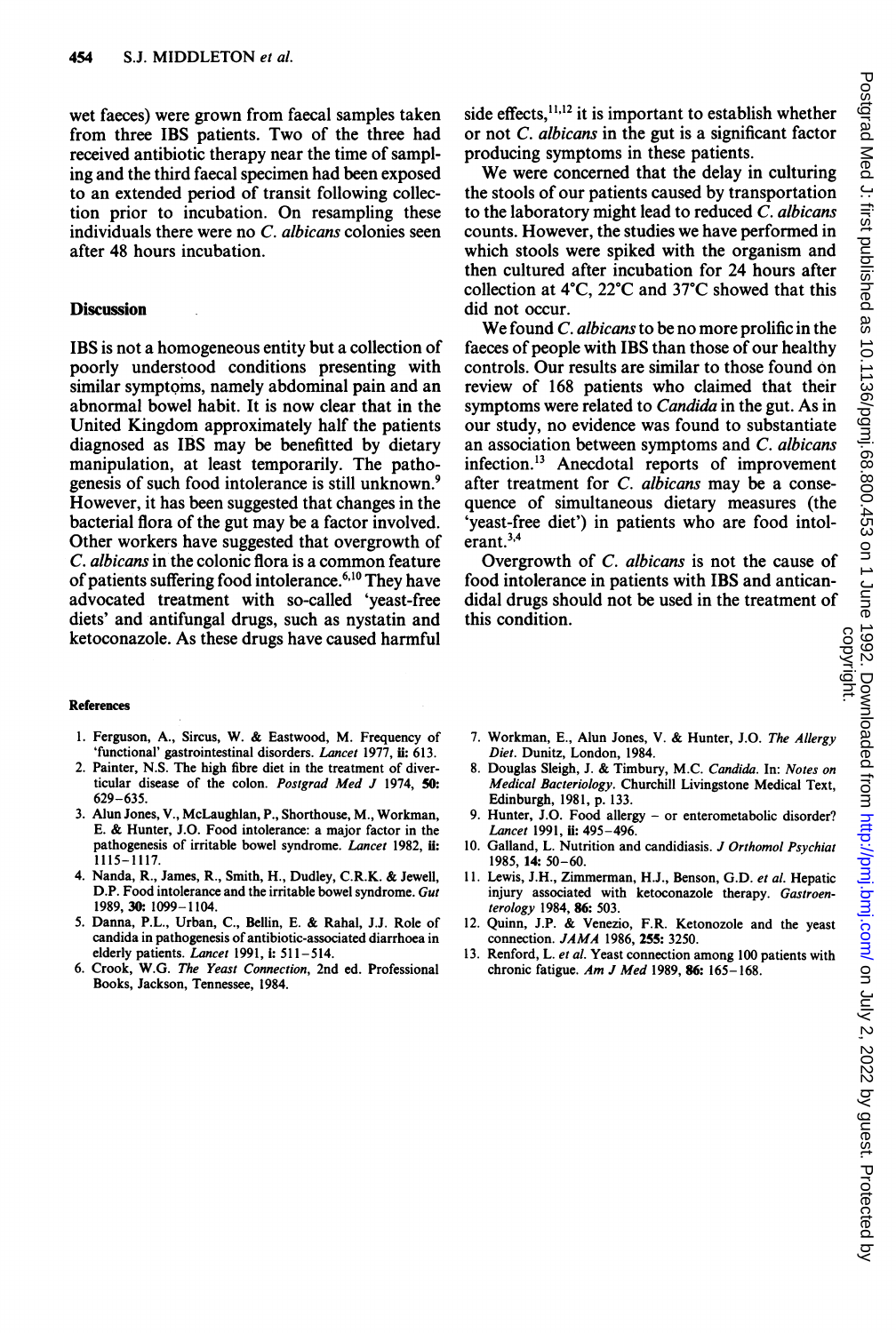wet faeces) were grown from faecal samples taken from three IBS patients. Two of the three had received antibiotic therapy near the time of sampling and the third faecal specimen had been exposed to an extended period of transit following collection prior to incubation. On resampling these individuals there were no *C. albicans* colonies seen after 48 hours incubation.

## Discussion

IBS is not a homogeneous entity but a collection of poorly understood conditions presenting with similar symptoms, namely abdominal pain and an abnormal bowel habit. It is now clear that in the United Kingdom approximately half the patients diagnosed as IBS may be benefitted by dietary manipulation, at least temporarily. The pathogenesis of such food intolerance is still unknown.[9] However, it has been suggested that changes in the bacterial flora of the gut may be a factor involved. Other workers have suggested that overgrowth of *C. albicans* in the colonic flora is a common feature of patients suffering food intolerance.[6,10] They have advocated treatment with so-called 'yeast-free diets' and antifungal drugs, such as nystatin and ketoconazole. As these drugs have caused harmful side effects,[11,12] it is important to establish whether or not *C. albicans* in the gut is a significant factor producing symptoms in these patients.

We were concerned that the delay in culturing the stools of our patients caused by transportation to the laboratory might lead to reduced *C. albicans* counts. However, the studies we have performed in which stools were spiked with the organism and then cultured after incubation for 24 hours after collection at 4°C, 22°C and 37°C showed that this did not occur.

We found *C. albicans* to be no more prolific in the faeces of people with IBS than those of our healthy controls. Our results are similar to those found on review of 168 patients who claimed that their symptoms were related to *Candida* in the gut. As in our study, no evidence was found to substantiate an association between symptoms and *C. albicans* infection.[13] Anecdotal reports of improvement after treatment for *C. albicans* may be a consequence of simultaneous dietary measures (the 'yeast-free diet') in patients who are food intolerant.[3,4]

Overgrowth of *C. albicans* is not the cause of food intolerance in patients with IBS and anticandidal drugs should not be used in the treatment of this condition.

### References

1. Ferguson, A., Sircus, W. & Eastwood, M. Frequency of 'functional' gastrointestinal disorders. *Lancet* 1977, **ii:** 613.
2. Painter, N.S. The high fibre diet in the treatment of diverticular disease of the colon. *Postgrad Med J* 1974, **50:** 629–635.
3. Alun Jones, V., McLaughlan, P., Shorthouse, M., Workman, E. & Hunter, J.O. Food intolerance: a major factor in the pathogenesis of irritable bowel syndrome. *Lancet* 1982, **ii:** 1115–1117.
4. Nanda, R., James, R., Smith, H., Dudley, C.R.K. & Jewell, D.P. Food intolerance and the irritable bowel syndrome. *Gut* 1989, **30:** 1099–1104.
5. Danna, P.L., Urban, C., Bellin, E. & Rahal, J.J. Role of candida in pathogenesis of antibiotic-associated diarrhoea in elderly patients. *Lancet* 1991, **i:** 511–514.
6. Crook, W.G. *The Yeast Connection*, 2nd ed. Professional Books, Jackson, Tennessee, 1984.
7. Workman, E., Alun Jones, V. & Hunter, J.O. *The Allergy Diet*. Dunitz, London, 1984.
8. Douglas Sleigh, J. & Timbury, M.C. *Candida*. In: *Notes on Medical Bacteriology*. Churchill Livingstone Medical Text, Edinburgh, 1981, p. 133.
9. Hunter, J.O. Food allergy – or enterometabolic disorder? *Lancet* 1991, **ii:** 495–496.
10. Galland, L. Nutrition and candidiasis. *J Orthomol Psychiat* 1985, **14:** 50–60.
11. Lewis, J.H., Zimmerman, H.J., Benson, G.D. *et al.* Hepatic injury associated with ketoconazole therapy. *Gastroenterology* 1984, **86:** 503.
12. Quinn, J.P. & Venezio, F.R. Ketonozole and the yeast connection. *JAMA* 1986, **255:** 3250.
13. Renford, L. *et al.* Yeast connection among 100 patients with chronic fatigue. *Am J Med* 1989, **86:** 165–168.